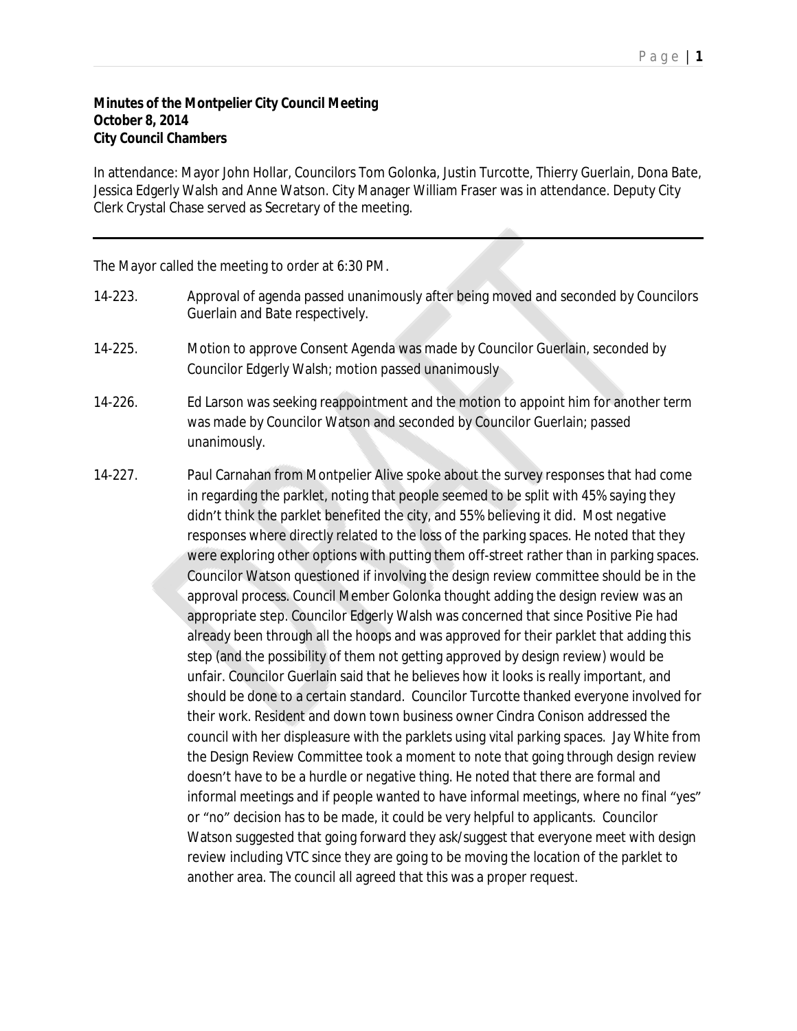**Minutes of the Montpelier City Council Meeting**
**October 8, 2014**
**City Council Chambers**

In attendance: Mayor John Hollar, Councilors Tom Golonka, Justin Turcotte, Thierry Guerlain, Dona Bate, Jessica Edgerly Walsh and Anne Watson. City Manager William Fraser was in attendance. Deputy City Clerk Crystal Chase served as Secretary of the meeting.

---

The Mayor called the meeting to order at 6:30 PM.

14-223. Approval of agenda passed unanimously after being moved and seconded by Councilors Guerlain and Bate respectively.

14-225. Motion to approve Consent Agenda was made by Councilor Guerlain, seconded by Councilor Edgerly Walsh; motion passed unanimously

14-226. Ed Larson was seeking reappointment and the motion to appoint him for another term was made by Councilor Watson and seconded by Councilor Guerlain; passed unanimously.

14-227. Paul Carnahan from Montpelier Alive spoke about the survey responses that had come in regarding the parklet, noting that people seemed to be split with 45% saying they didn't think the parklet benefited the city, and 55% believing it did. Most negative responses where directly related to the loss of the parking spaces. He noted that they were exploring other options with putting them off-street rather than in parking spaces. Councilor Watson questioned if involving the design review committee should be in the approval process. Council Member Golonka thought adding the design review was an appropriate step. Councilor Edgerly Walsh was concerned that since Positive Pie had already been through all the hoops and was approved for their parklet that adding this step (and the possibility of them not getting approved by design review) would be unfair. Councilor Guerlain said that he believes how it looks is really important, and should be done to a certain standard. Councilor Turcotte thanked everyone involved for their work. Resident and down town business owner Cindra Conison addressed the council with her displeasure with the parklets using vital parking spaces. Jay White from the Design Review Committee took a moment to note that going through design review doesn't have to be a hurdle or negative thing. He noted that there are formal and informal meetings and if people wanted to have informal meetings, where no final "yes" or "no" decision has to be made, it could be very helpful to applicants. Councilor Watson suggested that going forward they ask/suggest that everyone meet with design review including VTC since they are going to be moving the location of the parklet to another area. The council all agreed that this was a proper request.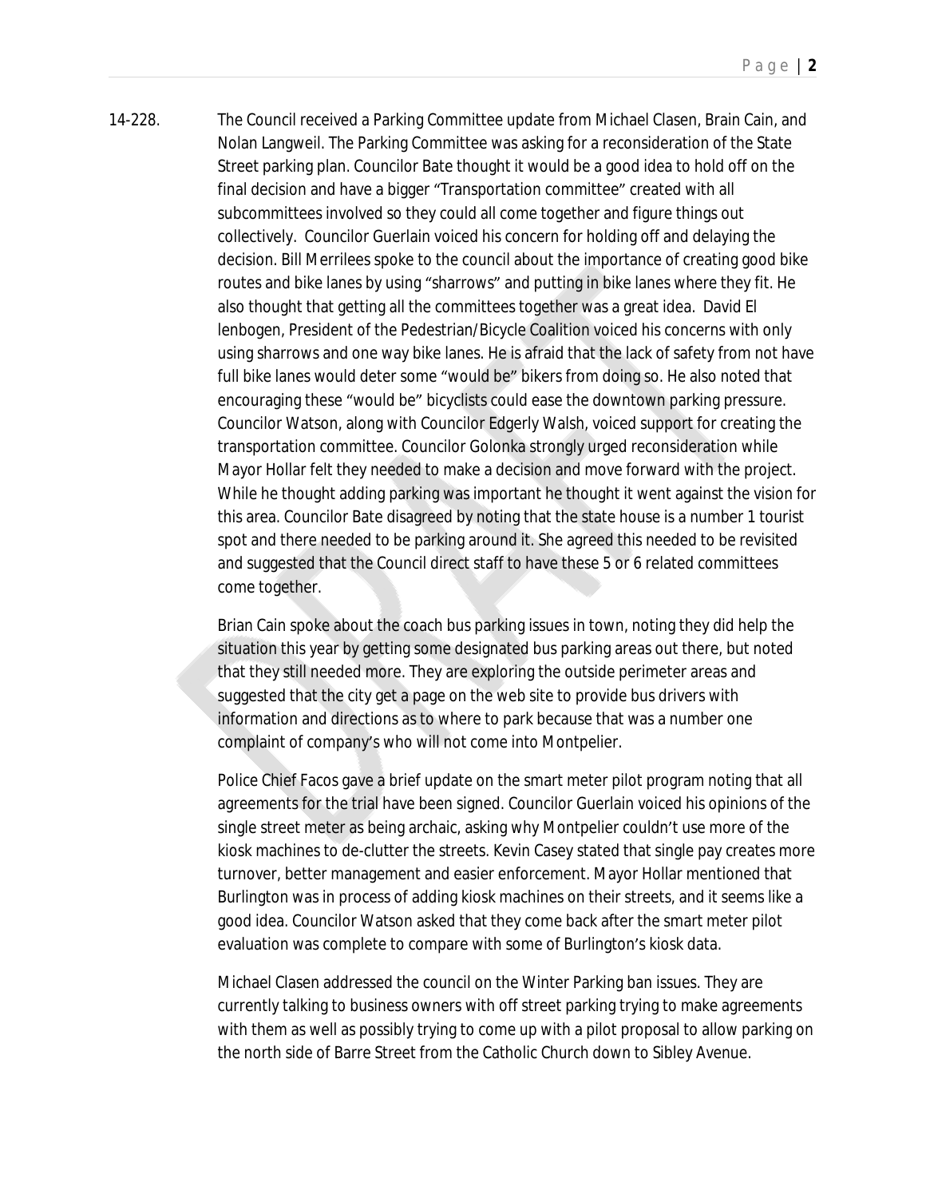14-228. The Council received a Parking Committee update from Michael Clasen, Brain Cain, and Nolan Langweil. The Parking Committee was asking for a reconsideration of the State Street parking plan. Councilor Bate thought it would be a good idea to hold off on the final decision and have a bigger "Transportation committee" created with all subcommittees involved so they could all come together and figure things out collectively. Councilor Guerlain voiced his concern for holding off and delaying the decision. Bill Merrilees spoke to the council about the importance of creating good bike routes and bike lanes by using "sharrows" and putting in bike lanes where they fit. He also thought that getting all the committees together was a great idea. David El lenbogen, President of the Pedestrian/Bicycle Coalition voiced his concerns with only using sharrows and one way bike lanes. He is afraid that the lack of safety from not have full bike lanes would deter some "would be" bikers from doing so. He also noted that encouraging these "would be" bicyclists could ease the downtown parking pressure. Councilor Watson, along with Councilor Edgerly Walsh, voiced support for creating the transportation committee. Councilor Golonka strongly urged reconsideration while Mayor Hollar felt they needed to make a decision and move forward with the project. While he thought adding parking was important he thought it went against the vision for this area. Councilor Bate disagreed by noting that the state house is a number 1 tourist spot and there needed to be parking around it. She agreed this needed to be revisited and suggested that the Council direct staff to have these 5 or 6 related committees come together.

Brian Cain spoke about the coach bus parking issues in town, noting they did help the situation this year by getting some designated bus parking areas out there, but noted that they still needed more. They are exploring the outside perimeter areas and suggested that the city get a page on the web site to provide bus drivers with information and directions as to where to park because that was a number one complaint of company's who will not come into Montpelier.

Police Chief Facos gave a brief update on the smart meter pilot program noting that all agreements for the trial have been signed. Councilor Guerlain voiced his opinions of the single street meter as being archaic, asking why Montpelier couldn't use more of the kiosk machines to de-clutter the streets. Kevin Casey stated that single pay creates more turnover, better management and easier enforcement. Mayor Hollar mentioned that Burlington was in process of adding kiosk machines on their streets, and it seems like a good idea. Councilor Watson asked that they come back after the smart meter pilot evaluation was complete to compare with some of Burlington's kiosk data.

Michael Clasen addressed the council on the Winter Parking ban issues. They are currently talking to business owners with off street parking trying to make agreements with them as well as possibly trying to come up with a pilot proposal to allow parking on the north side of Barre Street from the Catholic Church down to Sibley Avenue.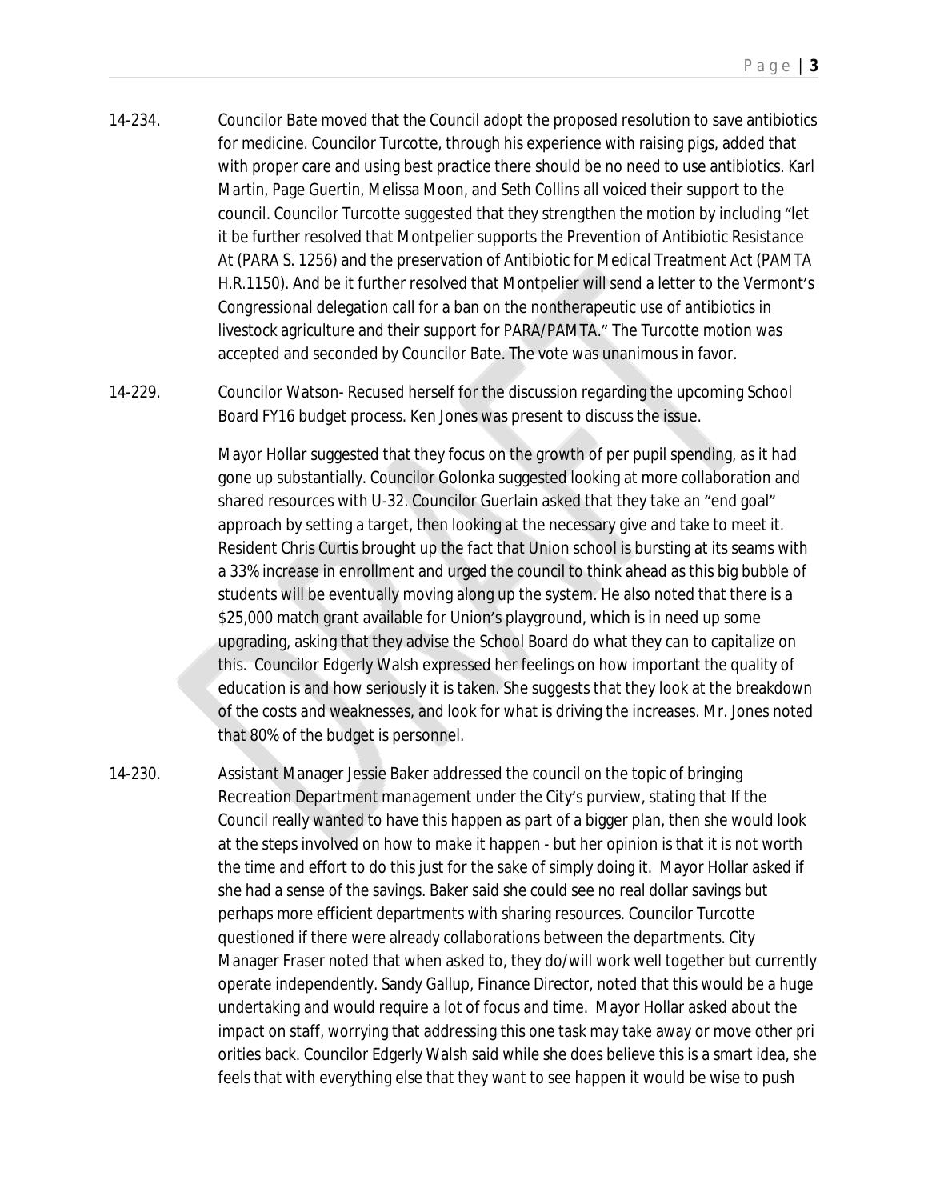14-234. Councilor Bate moved that the Council adopt the proposed resolution to save antibiotics for medicine. Councilor Turcotte, through his experience with raising pigs, added that with proper care and using best practice there should be no need to use antibiotics. Karl Martin, Page Guertin, Melissa Moon, and Seth Collins all voiced their support to the council. Councilor Turcotte suggested that they strengthen the motion by including "let it be further resolved that Montpelier supports the Prevention of Antibiotic Resistance At (PARA S. 1256) and the preservation of Antibiotic for Medical Treatment Act (PAMTA H.R.1150). And be it further resolved that Montpelier will send a letter to the Vermont's Congressional delegation call for a ban on the nontherapeutic use of antibiotics in livestock agriculture and their support for PARA/PAMTA." The Turcotte motion was accepted and seconded by Councilor Bate. The vote was unanimous in favor.

14-229. Councilor Watson- Recused herself for the discussion regarding the upcoming School Board FY16 budget process. Ken Jones was present to discuss the issue.

Mayor Hollar suggested that they focus on the growth of per pupil spending, as it had gone up substantially. Councilor Golonka suggested looking at more collaboration and shared resources with U-32. Councilor Guerlain asked that they take an "end goal" approach by setting a target, then looking at the necessary give and take to meet it. Resident Chris Curtis brought up the fact that Union school is bursting at its seams with a 33% increase in enrollment and urged the council to think ahead as this big bubble of students will be eventually moving along up the system. He also noted that there is a $25,000 match grant available for Union's playground, which is in need up some upgrading, asking that they advise the School Board do what they can to capitalize on this. Councilor Edgerly Walsh expressed her feelings on how important the quality of education is and how seriously it is taken. She suggests that they look at the breakdown of the costs and weaknesses, and look for what is driving the increases. Mr. Jones noted that 80% of the budget is personnel.

14-230. Assistant Manager Jessie Baker addressed the council on the topic of bringing Recreation Department management under the City's purview, stating that If the Council really wanted to have this happen as part of a bigger plan, then she would look at the steps involved on how to make it happen - but her opinion is that it is not worth the time and effort to do this just for the sake of simply doing it. Mayor Hollar asked if she had a sense of the savings. Baker said she could see no real dollar savings but perhaps more efficient departments with sharing resources. Councilor Turcotte questioned if there were already collaborations between the departments. City Manager Fraser noted that when asked to, they do/will work well together but currently operate independently. Sandy Gallup, Finance Director, noted that this would be a huge undertaking and would require a lot of focus and time. Mayor Hollar asked about the impact on staff, worrying that addressing this one task may take away or move other pri orities back. Councilor Edgerly Walsh said while she does believe this is a smart idea, she feels that with everything else that they want to see happen it would be wise to push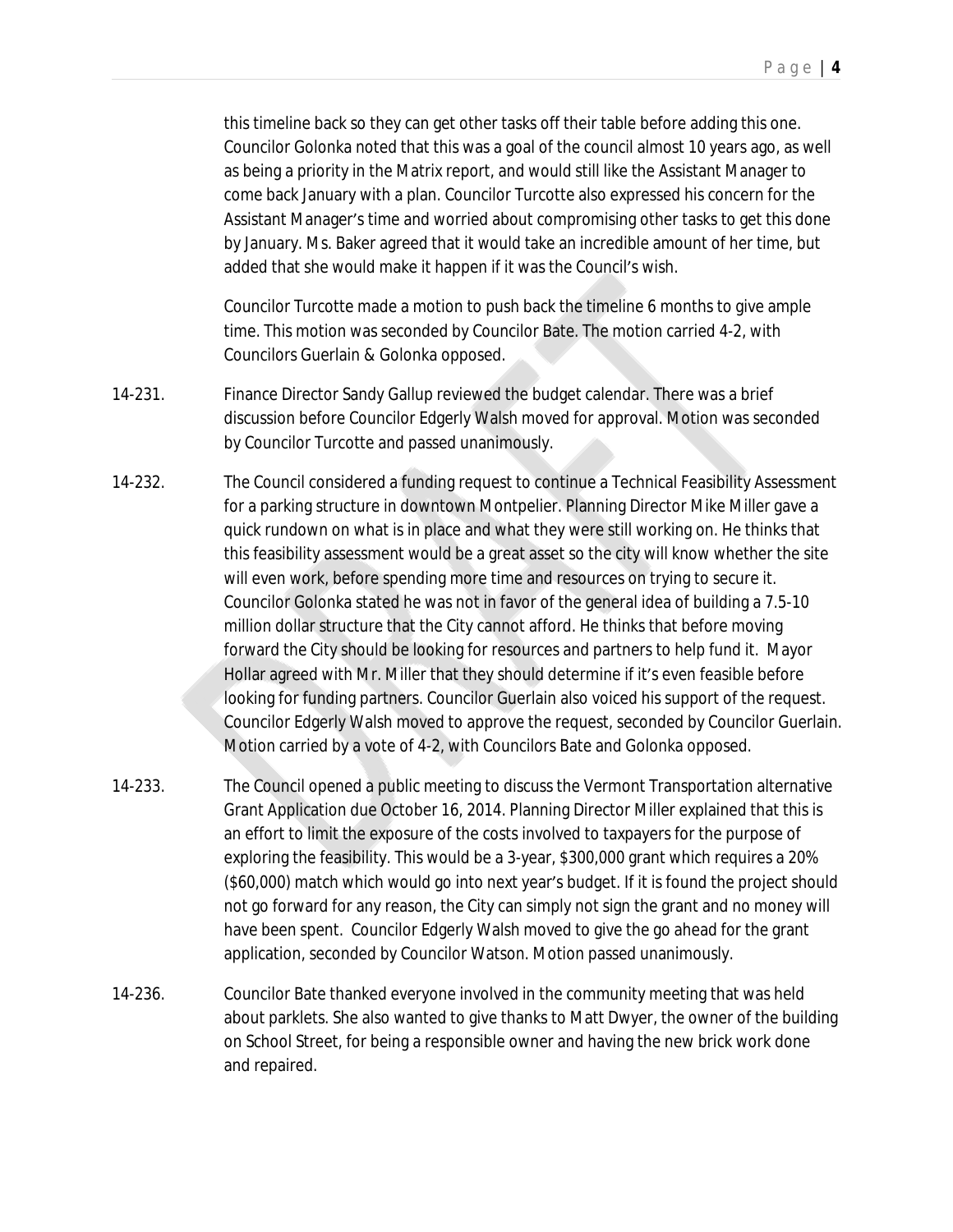this timeline back so they can get other tasks off their table before adding this one. Councilor Golonka noted that this was a goal of the council almost 10 years ago, as well as being a priority in the Matrix report, and would still like the Assistant Manager to come back January with a plan. Councilor Turcotte also expressed his concern for the Assistant Manager's time and worried about compromising other tasks to get this done by January. Ms. Baker agreed that it would take an incredible amount of her time, but added that she would make it happen if it was the Council's wish.

Councilor Turcotte made a motion to push back the timeline 6 months to give ample time. This motion was seconded by Councilor Bate. The motion carried 4-2, with Councilors Guerlain & Golonka opposed.

14-231. Finance Director Sandy Gallup reviewed the budget calendar. There was a brief discussion before Councilor Edgerly Walsh moved for approval. Motion was seconded by Councilor Turcotte and passed unanimously.

14-232. The Council considered a funding request to continue a Technical Feasibility Assessment for a parking structure in downtown Montpelier. Planning Director Mike Miller gave a quick rundown on what is in place and what they were still working on. He thinks that this feasibility assessment would be a great asset so the city will know whether the site will even work, before spending more time and resources on trying to secure it. Councilor Golonka stated he was not in favor of the general idea of building a 7.5-10 million dollar structure that the City cannot afford. He thinks that before moving forward the City should be looking for resources and partners to help fund it. Mayor Hollar agreed with Mr. Miller that they should determine if it's even feasible before looking for funding partners. Councilor Guerlain also voiced his support of the request. Councilor Edgerly Walsh moved to approve the request, seconded by Councilor Guerlain. Motion carried by a vote of 4-2, with Councilors Bate and Golonka opposed.

14-233. The Council opened a public meeting to discuss the Vermont Transportation alternative Grant Application due October 16, 2014. Planning Director Miller explained that this is an effort to limit the exposure of the costs involved to taxpayers for the purpose of exploring the feasibility. This would be a 3-year, $300,000 grant which requires a 20% ($60,000) match which would go into next year's budget. If it is found the project should not go forward for any reason, the City can simply not sign the grant and no money will have been spent. Councilor Edgerly Walsh moved to give the go ahead for the grant application, seconded by Councilor Watson. Motion passed unanimously.

14-236. Councilor Bate thanked everyone involved in the community meeting that was held about parklets. She also wanted to give thanks to Matt Dwyer, the owner of the building on School Street, for being a responsible owner and having the new brick work done and repaired.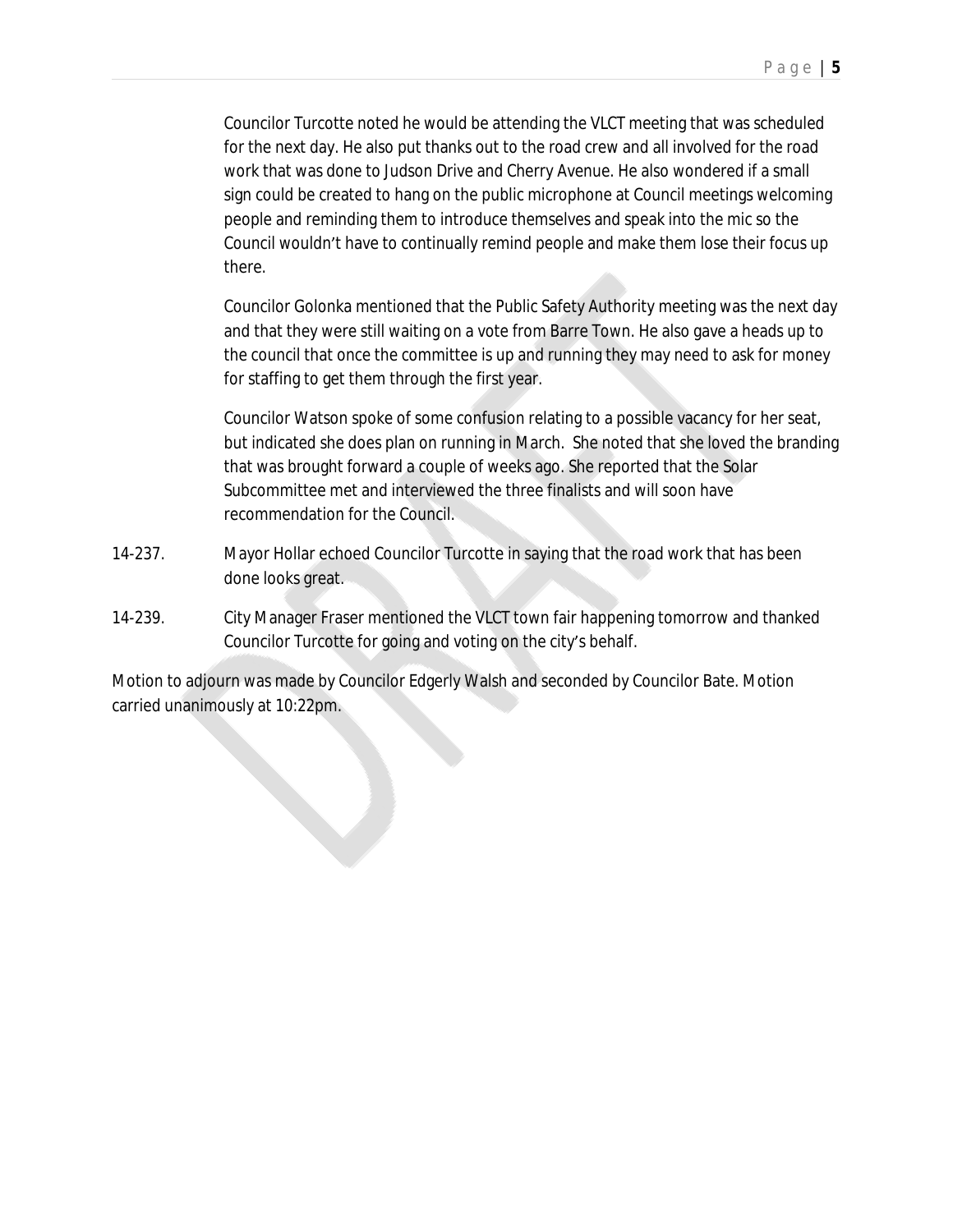Councilor Turcotte noted he would be attending the VLCT meeting that was scheduled for the next day. He also put thanks out to the road crew and all involved for the road work that was done to Judson Drive and Cherry Avenue. He also wondered if a small sign could be created to hang on the public microphone at Council meetings welcoming people and reminding them to introduce themselves and speak into the mic so the Council wouldn't have to continually remind people and make them lose their focus up there.

Councilor Golonka mentioned that the Public Safety Authority meeting was the next day and that they were still waiting on a vote from Barre Town. He also gave a heads up to the council that once the committee is up and running they may need to ask for money for staffing to get them through the first year.

Councilor Watson spoke of some confusion relating to a possible vacancy for her seat, but indicated she does plan on running in March. She noted that she loved the branding that was brought forward a couple of weeks ago. She reported that the Solar Subcommittee met and interviewed the three finalists and will soon have recommendation for the Council.

14-237. Mayor Hollar echoed Councilor Turcotte in saying that the road work that has been done looks great.

14-239. City Manager Fraser mentioned the VLCT town fair happening tomorrow and thanked Councilor Turcotte for going and voting on the city's behalf.

Motion to adjourn was made by Councilor Edgerly Walsh and seconded by Councilor Bate. Motion carried unanimously at 10:22pm.